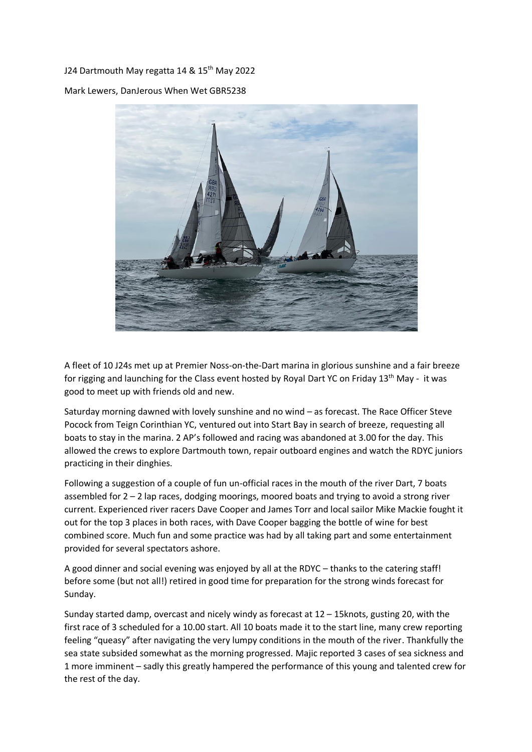J24 Dartmouth May regatta 14 & 15th May 2022

Mark Lewers, DanJerous When Wet GBR5238

A fleet of 10 J24s met up at Premier Noss-on-the-Dart marina in glorious sunshine and a fair breeze for rigging and launching for the Class event hosted by Royal Dart YC on Friday 13th May - it was good to meet up with friends old and new.

Saturday morning dawned with lovely sunshine and no wind – as forecast. The Race Officer Steve Pocock from Teign Corinthian YC, ventured out into Start Bay in search of breeze, requesting all boats to stay in the marina. 2 AP's followed and racing was abandoned at 3.00 for the day. This allowed the crews to explore Dartmouth town, repair outboard engines and watch the RDYC juniors practicing in their dinghies.

Following a suggestion of a couple of fun un-official races in the mouth of the river Dart, 7 boats assembled for 2 – 2 lap races, dodging moorings, moored boats and trying to avoid a strong river current. Experienced river racers Dave Cooper and James Torr and local sailor Mike Mackie fought it out for the top 3 places in both races, with Dave Cooper bagging the bottle of wine for best combined score. Much fun and some practice was had by all taking part and some entertainment provided for several spectators ashore.

A good dinner and social evening was enjoyed by all at the RDYC – thanks to the catering staff! before some (but not all!) retired in good time for preparation for the strong winds forecast for Sunday.

Sunday started damp, overcast and nicely windy as forecast at 12 – 15knots, gusting 20, with the first race of 3 scheduled for a 10.00 start. All 10 boats made it to the start line, many crew reporting feeling "queasy" after navigating the very lumpy conditions in the mouth of the river. Thankfully the sea state subsided somewhat as the morning progressed. Majic reported 3 cases of sea sickness and 1 more imminent – sadly this greatly hampered the performance of this young and talented crew for the rest of the day.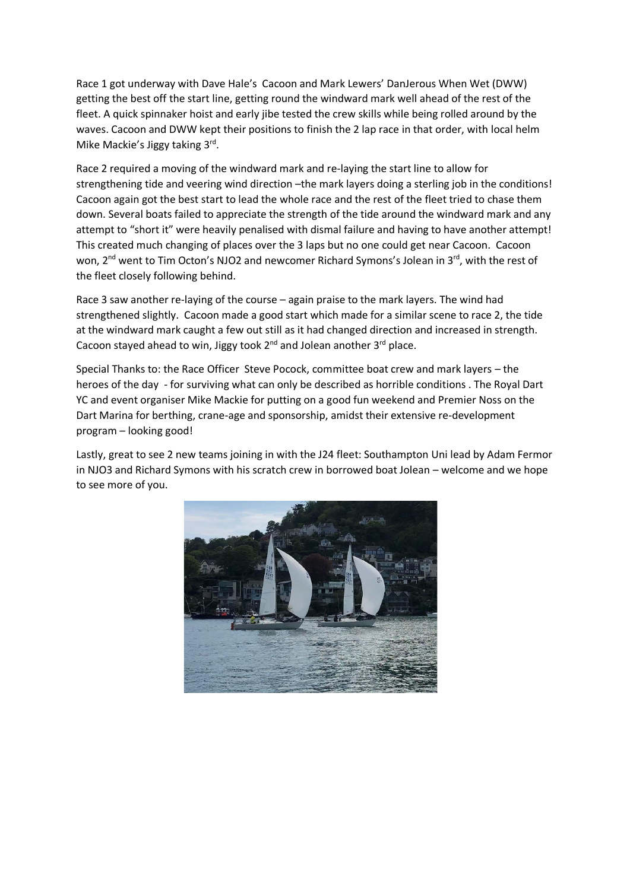Race 1 got underway with Dave Hale's  Cacoon and Mark Lewers' DanJerous When Wet (DWW) getting the best off the start line, getting round the windward mark well ahead of the rest of the fleet. A quick spinnaker hoist and early jibe tested the crew skills while being rolled around by the waves. Cacoon and DWW kept their positions to finish the 2 lap race in that order, with local helm Mike Mackie's Jiggy taking 3rd.

Race 2 required a moving of the windward mark and re-laying the start line to allow for strengthening tide and veering wind direction –the mark layers doing a sterling job in the conditions! Cacoon again got the best start to lead the whole race and the rest of the fleet tried to chase them down. Several boats failed to appreciate the strength of the tide around the windward mark and any attempt to "short it" were heavily penalised with dismal failure and having to have another attempt! This created much changing of places over the 3 laps but no one could get near Cacoon.  Cacoon won, 2nd went to Tim Octon's NJO2 and newcomer Richard Symons's Jolean in 3rd, with the rest of the fleet closely following behind.

Race 3 saw another re-laying of the course – again praise to the mark layers. The wind had strengthened slightly.  Cacoon made a good start which made for a similar scene to race 2, the tide at the windward mark caught a few out still as it had changed direction and increased in strength. Cacoon stayed ahead to win, Jiggy took 2nd and Jolean another 3rd place.

Special Thanks to: the Race Officer  Steve Pocock, committee boat crew and mark layers – the heroes of the day  - for surviving what can only be described as horrible conditions . The Royal Dart YC and event organiser Mike Mackie for putting on a good fun weekend and Premier Noss on the Dart Marina for berthing, crane-age and sponsorship, amidst their extensive re-development program – looking good!

Lastly, great to see 2 new teams joining in with the J24 fleet: Southampton Uni lead by Adam Fermor in NJO3 and Richard Symons with his scratch crew in borrowed boat Jolean – welcome and we hope to see more of you.